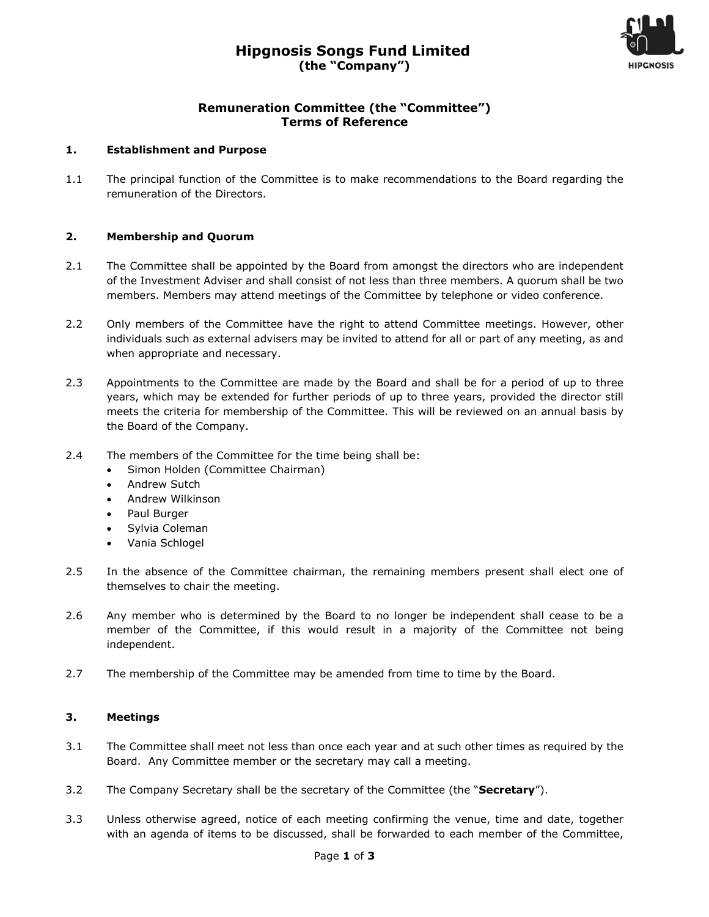# Hipgnosis Songs Fund Limited
**(the "Company")**

## Remuneration Committee (the "Committee")
## Terms of Reference

### 1. Establishment and Purpose

1.1 The principal function of the Committee is to make recommendations to the Board regarding the remuneration of the Directors.

### 2. Membership and Quorum

2.1 The Committee shall be appointed by the Board from amongst the directors who are independent of the Investment Adviser and shall consist of not less than three members. A quorum shall be two members. Members may attend meetings of the Committee by telephone or video conference.

2.2 Only members of the Committee have the right to attend Committee meetings. However, other individuals such as external advisers may be invited to attend for all or part of any meeting, as and when appropriate and necessary.

2.3 Appointments to the Committee are made by the Board and shall be for a period of up to three years, which may be extended for further periods of up to three years, provided the director still meets the criteria for membership of the Committee. This will be reviewed on an annual basis by the Board of the Company.

2.4 The members of the Committee for the time being shall be:
- Simon Holden (Committee Chairman)
- Andrew Sutch
- Andrew Wilkinson
- Paul Burger
- Sylvia Coleman
- Vania Schlogel

2.5 In the absence of the Committee chairman, the remaining members present shall elect one of themselves to chair the meeting.

2.6 Any member who is determined by the Board to no longer be independent shall cease to be a member of the Committee, if this would result in a majority of the Committee not being independent.

2.7 The membership of the Committee may be amended from time to time by the Board.

### 3. Meetings

3.1 The Committee shall meet not less than once each year and at such other times as required by the Board. Any Committee member or the secretary may call a meeting.

3.2 The Company Secretary shall be the secretary of the Committee (the "**Secretary**").

3.3 Unless otherwise agreed, notice of each meeting confirming the venue, time and date, together with an agenda of items to be discussed, shall be forwarded to each member of the Committee,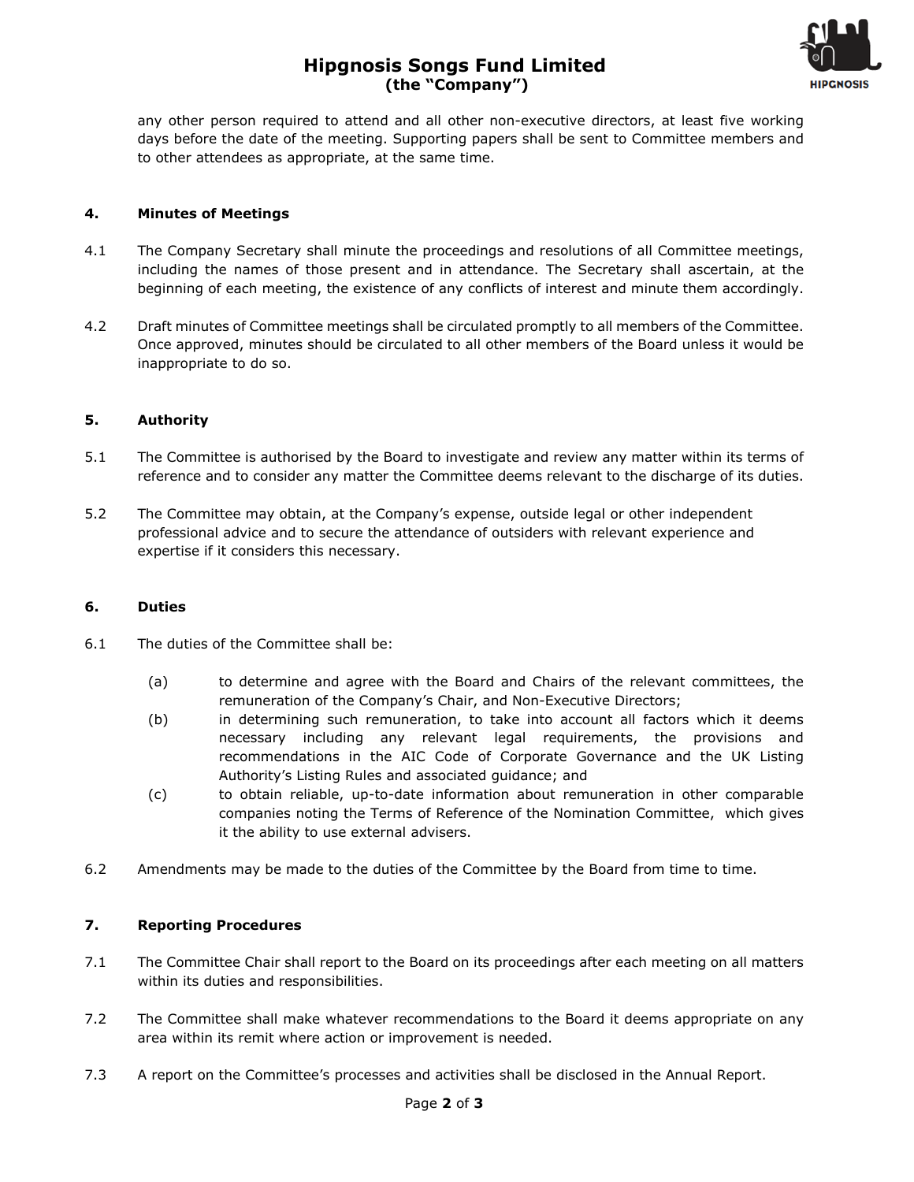any other person required to attend and all other non-executive directors, at least five working days before the date of the meeting. Supporting papers shall be sent to Committee members and to other attendees as appropriate, at the same time.

## 4. Minutes of Meetings

4.1 The Company Secretary shall minute the proceedings and resolutions of all Committee meetings, including the names of those present and in attendance. The Secretary shall ascertain, at the beginning of each meeting, the existence of any conflicts of interest and minute them accordingly.

4.2 Draft minutes of Committee meetings shall be circulated promptly to all members of the Committee. Once approved, minutes should be circulated to all other members of the Board unless it would be inappropriate to do so.

## 5. Authority

5.1 The Committee is authorised by the Board to investigate and review any matter within its terms of reference and to consider any matter the Committee deems relevant to the discharge of its duties.

5.2 The Committee may obtain, at the Company's expense, outside legal or other independent professional advice and to secure the attendance of outsiders with relevant experience and expertise if it considers this necessary.

## 6. Duties

6.1 The duties of the Committee shall be:

(a) to determine and agree with the Board and Chairs of the relevant committees, the remuneration of the Company's Chair, and Non-Executive Directors;

(b) in determining such remuneration, to take into account all factors which it deems necessary including any relevant legal requirements, the provisions and recommendations in the AIC Code of Corporate Governance and the UK Listing Authority's Listing Rules and associated guidance; and

(c) to obtain reliable, up-to-date information about remuneration in other comparable companies noting the Terms of Reference of the Nomination Committee, which gives it the ability to use external advisers.

6.2 Amendments may be made to the duties of the Committee by the Board from time to time.

## 7. Reporting Procedures

7.1 The Committee Chair shall report to the Board on its proceedings after each meeting on all matters within its duties and responsibilities.

7.2 The Committee shall make whatever recommendations to the Board it deems appropriate on any area within its remit where action or improvement is needed.

7.3 A report on the Committee's processes and activities shall be disclosed in the Annual Report.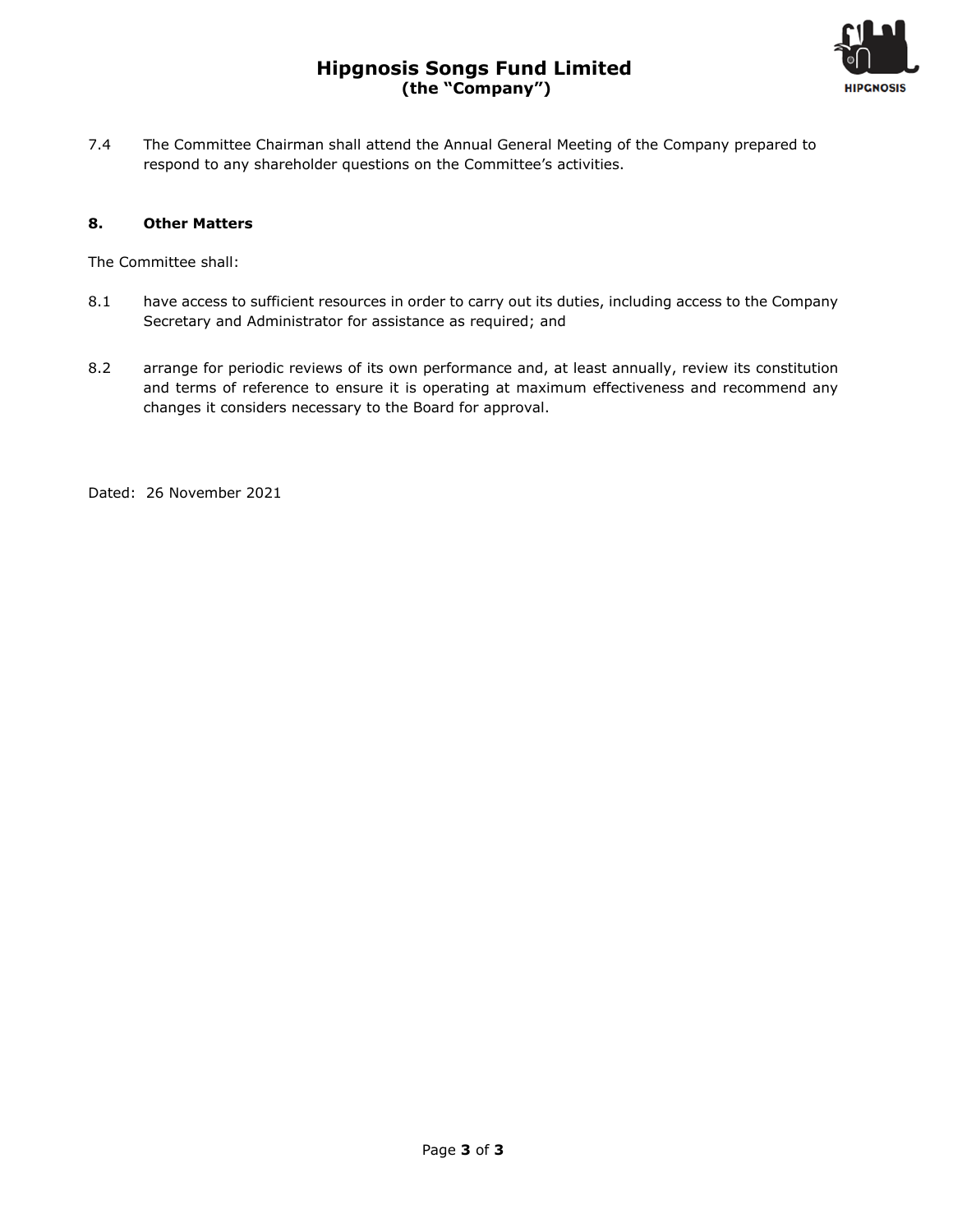7.4 The Committee Chairman shall attend the Annual General Meeting of the Company prepared to respond to any shareholder questions on the Committee's activities.

## 8. Other Matters

The Committee shall:

8.1 have access to sufficient resources in order to carry out its duties, including access to the Company Secretary and Administrator for assistance as required; and

8.2 arrange for periodic reviews of its own performance and, at least annually, review its constitution and terms of reference to ensure it is operating at maximum effectiveness and recommend any changes it considers necessary to the Board for approval.

Dated: 26 November 2021